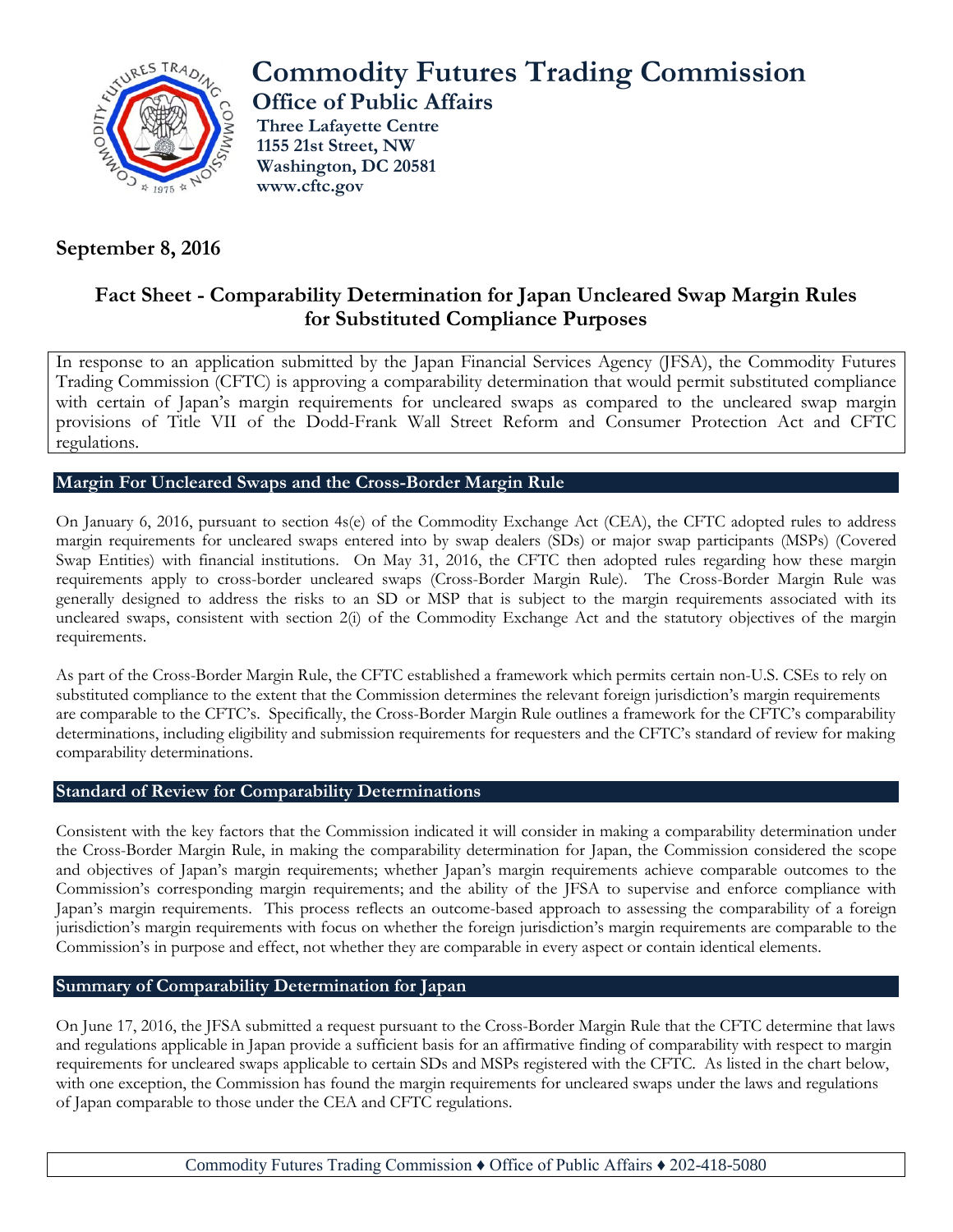# Commodity Futures Trading Commission

## Office of Public Affairs

**Three Lafayette Centre**
**1155 21st Street, NW**
**Washington, DC 20581**
**www.cftc.gov**

## September 8, 2016

## Fact Sheet - Comparability Determination for Japan Uncleared Swap Margin Rules for Substituted Compliance Purposes

In response to an application submitted by the Japan Financial Services Agency (JFSA), the Commodity Futures Trading Commission (CFTC) is approving a comparability determination that would permit substituted compliance with certain of Japan's margin requirements for uncleared swaps as compared to the uncleared swap margin provisions of Title VII of the Dodd-Frank Wall Street Reform and Consumer Protection Act and CFTC regulations.

### Margin For Uncleared Swaps and the Cross-Border Margin Rule

On January 6, 2016, pursuant to section 4s(e) of the Commodity Exchange Act (CEA), the CFTC adopted rules to address margin requirements for uncleared swaps entered into by swap dealers (SDs) or major swap participants (MSPs) (Covered Swap Entities) with financial institutions. On May 31, 2016, the CFTC then adopted rules regarding how these margin requirements apply to cross-border uncleared swaps (Cross-Border Margin Rule). The Cross-Border Margin Rule was generally designed to address the risks to an SD or MSP that is subject to the margin requirements associated with its uncleared swaps, consistent with section 2(i) of the Commodity Exchange Act and the statutory objectives of the margin requirements.

As part of the Cross-Border Margin Rule, the CFTC established a framework which permits certain non-U.S. CSEs to rely on substituted compliance to the extent that the Commission determines the relevant foreign jurisdiction's margin requirements are comparable to the CFTC's. Specifically, the Cross-Border Margin Rule outlines a framework for the CFTC's comparability determinations, including eligibility and submission requirements for requesters and the CFTC's standard of review for making comparability determinations.

### Standard of Review for Comparability Determinations

Consistent with the key factors that the Commission indicated it will consider in making a comparability determination under the Cross-Border Margin Rule, in making the comparability determination for Japan, the Commission considered the scope and objectives of Japan's margin requirements; whether Japan's margin requirements achieve comparable outcomes to the Commission's corresponding margin requirements; and the ability of the JFSA to supervise and enforce compliance with Japan's margin requirements. This process reflects an outcome-based approach to assessing the comparability of a foreign jurisdiction's margin requirements with focus on whether the foreign jurisdiction's margin requirements are comparable to the Commission's in purpose and effect, not whether they are comparable in every aspect or contain identical elements.

### Summary of Comparability Determination for Japan

On June 17, 2016, the JFSA submitted a request pursuant to the Cross-Border Margin Rule that the CFTC determine that laws and regulations applicable in Japan provide a sufficient basis for an affirmative finding of comparability with respect to margin requirements for uncleared swaps applicable to certain SDs and MSPs registered with the CFTC. As listed in the chart below, with one exception, the Commission has found the margin requirements for uncleared swaps under the laws and regulations of Japan comparable to those under the CEA and CFTC regulations.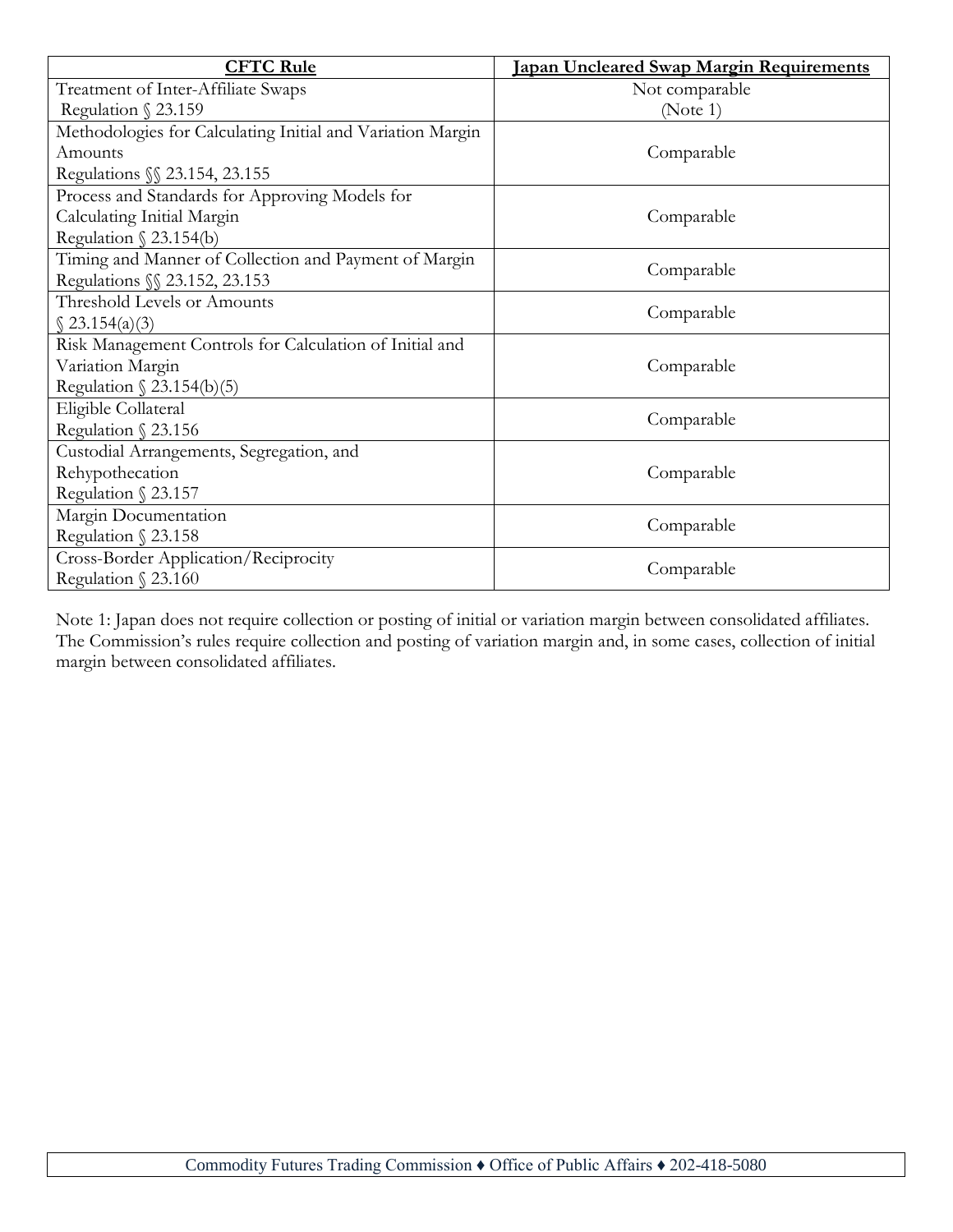| CFTC Rule | Japan Uncleared Swap Margin Requirements |
|---|---|
| Treatment of Inter-Affiliate Swaps Regulation § 23.159 | Not comparable (Note 1) |
| Methodologies for Calculating Initial and Variation Margin Amounts Regulations §§ 23.154, 23.155 | Comparable |
| Process and Standards for Approving Models for Calculating Initial Margin Regulation § 23.154(b) | Comparable |
| Timing and Manner of Collection and Payment of Margin Regulations §§ 23.152, 23.153 | Comparable |
| Threshold Levels or Amounts § 23.154(a)(3) | Comparable |
| Risk Management Controls for Calculation of Initial and Variation Margin Regulation § 23.154(b)(5) | Comparable |
| Eligible Collateral Regulation § 23.156 | Comparable |
| Custodial Arrangements, Segregation, and Rehypothecation Regulation § 23.157 | Comparable |
| Margin Documentation Regulation § 23.158 | Comparable |
| Cross-Border Application/Reciprocity Regulation § 23.160 | Comparable |

Note 1: Japan does not require collection or posting of initial or variation margin between consolidated affiliates. The Commission's rules require collection and posting of variation margin and, in some cases, collection of initial margin between consolidated affiliates.